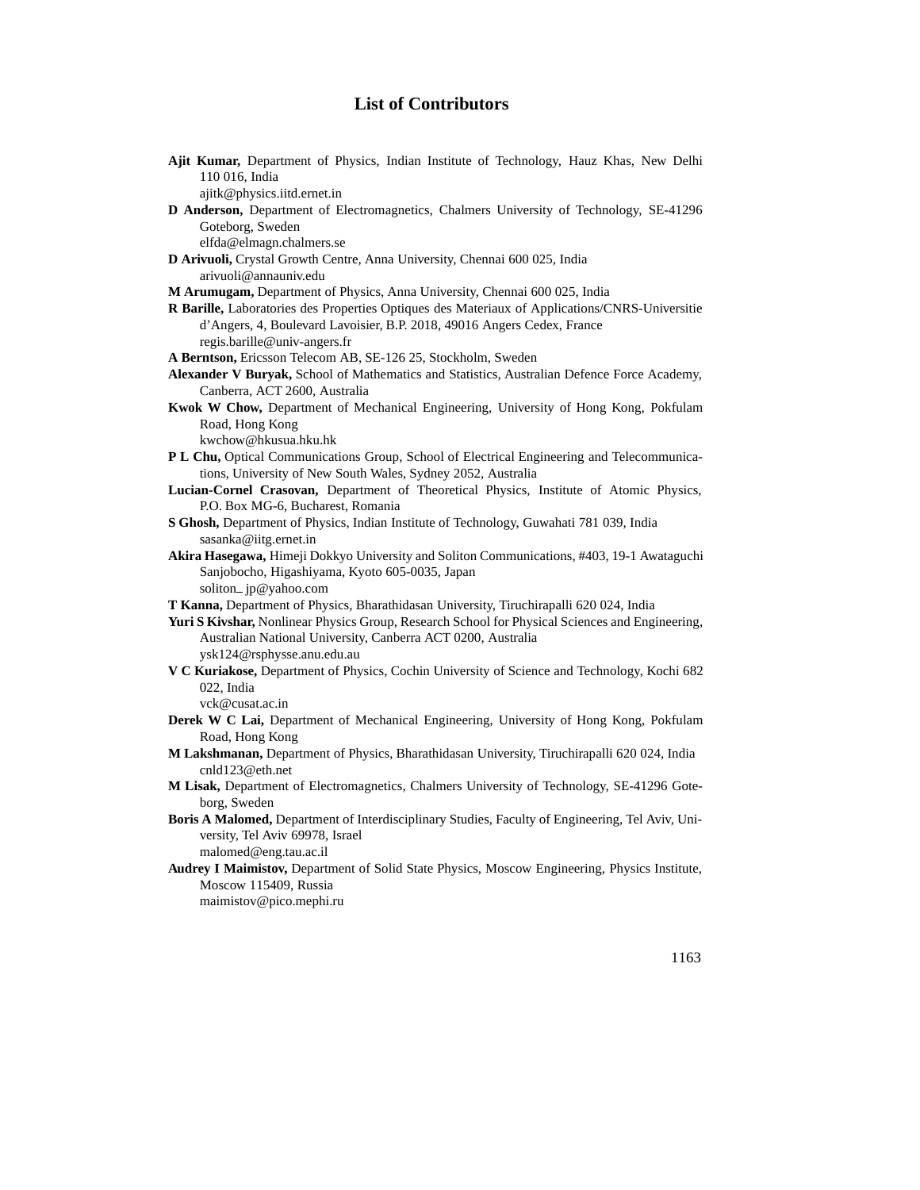# List of Contributors

**Ajit Kumar,** Department of Physics, Indian Institute of Technology, Hauz Khas, New Delhi 110 016, India
ajitk@physics.iitd.ernet.in

**D Anderson,** Department of Electromagnetics, Chalmers University of Technology, SE-41296 Goteborg, Sweden
elfda@elmagn.chalmers.se

**D Arivuoli,** Crystal Growth Centre, Anna University, Chennai 600 025, India
arivuoli@annauniv.edu

**M Arumugam,** Department of Physics, Anna University, Chennai 600 025, India

**R Barille,** Laboratories des Properties Optiques des Materiaux of Applications/CNRS-Universitie d'Angers, 4, Boulevard Lavoisier, B.P. 2018, 49016 Angers Cedex, France
regis.barille@univ-angers.fr

**A Berntson,** Ericsson Telecom AB, SE-126 25, Stockholm, Sweden

**Alexander V Buryak,** School of Mathematics and Statistics, Australian Defence Force Academy, Canberra, ACT 2600, Australia

**Kwok W Chow,** Department of Mechanical Engineering, University of Hong Kong, Pokfulam Road, Hong Kong
kwchow@hkusua.hku.hk

**P L Chu,** Optical Communications Group, School of Electrical Engineering and Telecommunications, University of New South Wales, Sydney 2052, Australia

**Lucian-Cornel Crasovan,** Department of Theoretical Physics, Institute of Atomic Physics, P.O. Box MG-6, Bucharest, Romania

**S Ghosh,** Department of Physics, Indian Institute of Technology, Guwahati 781 039, India
sasanka@iitg.ernet.in

**Akira Hasegawa,** Himeji Dokkyo University and Soliton Communications, #403, 19-1 Awataguchi Sanjobocho, Higashiyama, Kyoto 605-0035, Japan
soliton_jp@yahoo.com

**T Kanna,** Department of Physics, Bharathidasan University, Tiruchirapalli 620 024, India

**Yuri S Kivshar,** Nonlinear Physics Group, Research School for Physical Sciences and Engineering, Australian National University, Canberra ACT 0200, Australia
ysk124@rsphysse.anu.edu.au

**V C Kuriakose,** Department of Physics, Cochin University of Science and Technology, Kochi 682 022, India
vck@cusat.ac.in

**Derek W C Lai,** Department of Mechanical Engineering, University of Hong Kong, Pokfulam Road, Hong Kong

**M Lakshmanan,** Department of Physics, Bharathidasan University, Tiruchirapalli 620 024, India
cnld123@eth.net

**M Lisak,** Department of Electromagnetics, Chalmers University of Technology, SE-41296 Goteborg, Sweden

**Boris A Malomed,** Department of Interdisciplinary Studies, Faculty of Engineering, Tel Aviv, University, Tel Aviv 69978, Israel
malomed@eng.tau.ac.il

**Audrey I Maimistov,** Department of Solid State Physics, Moscow Engineering, Physics Institute, Moscow 115409, Russia
maimistov@pico.mephi.ru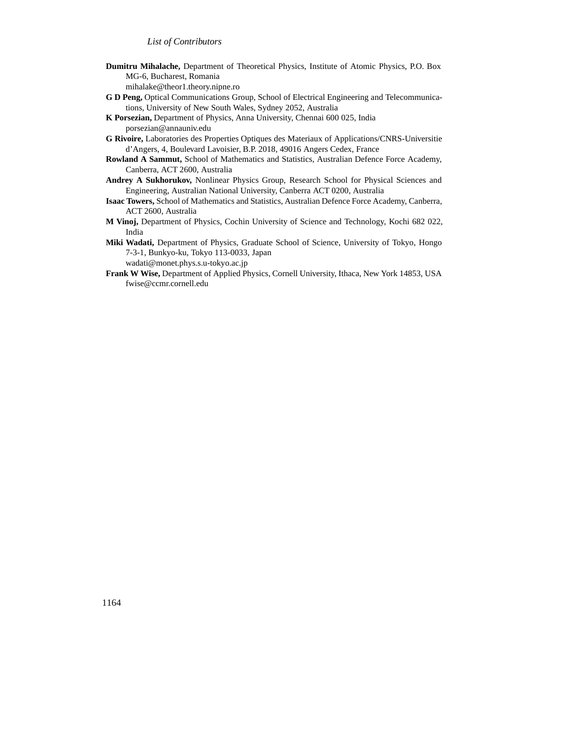**Dumitru Mihalache,** Department of Theoretical Physics, Institute of Atomic Physics, P.O. Box MG-6, Bucharest, Romania
mihalake@theor1.theory.nipne.ro

**G D Peng,** Optical Communications Group, School of Electrical Engineering and Telecommunications, University of New South Wales, Sydney 2052, Australia

**K Porsezian,** Department of Physics, Anna University, Chennai 600 025, India
porsezian@annauniv.edu

**G Rivoire,** Laboratories des Properties Optiques des Materiaux of Applications/CNRS-Universitie d'Angers, 4, Boulevard Lavoisier, B.P. 2018, 49016 Angers Cedex, France

**Rowland A Sammut,** School of Mathematics and Statistics, Australian Defence Force Academy, Canberra, ACT 2600, Australia

**Andrey A Sukhorukov,** Nonlinear Physics Group, Research School for Physical Sciences and Engineering, Australian National University, Canberra ACT 0200, Australia

**Isaac Towers,** School of Mathematics and Statistics, Australian Defence Force Academy, Canberra, ACT 2600, Australia

**M Vinoj,** Department of Physics, Cochin University of Science and Technology, Kochi 682 022, India

**Miki Wadati,** Department of Physics, Graduate School of Science, University of Tokyo, Hongo 7-3-1, Bunkyo-ku, Tokyo 113-0033, Japan
wadati@monet.phys.s.u-tokyo.ac.jp

**Frank W Wise,** Department of Applied Physics, Cornell University, Ithaca, New York 14853, USA
fwise@ccmr.cornell.edu